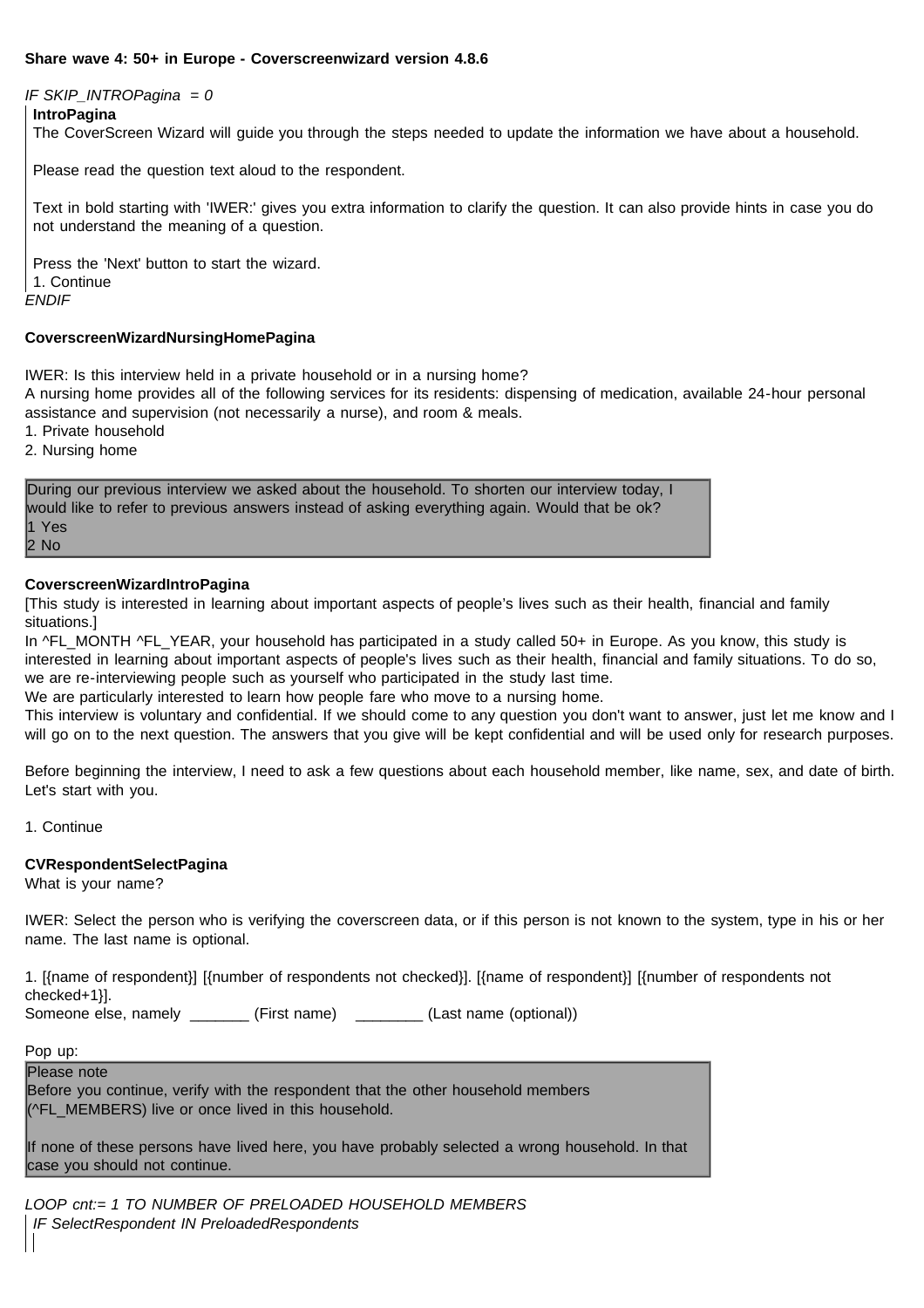**Share wave 4: 50+ in Europe - Coverscreenwizard version 4.8.6**

*IF SKIP_INTROPagina = 0*

**IntroPagina**

The CoverScreen Wizard will guide you through the steps needed to update the information we have about a household.

Please read the question text aloud to the respondent.

Text in bold starting with 'IWER:' gives you extra information to clarify the question. It can also provide hints in case you do not understand the meaning of a question.

Press the 'Next' button to start the wizard.

1. Continue

*ENDIF*

**CoverscreenWizardNursingHomePagina**

IWER: Is this interview held in a private household or in a nursing home?
A nursing home provides all of the following services for its residents: dispensing of medication, available 24-hour personal assistance and supervision (not necessarily a nurse), and room & meals.

1. Private household
2. Nursing home

> During our previous interview we asked about the household. To shorten our interview today, I would like to refer to previous answers instead of asking everything again. Would that be ok?
> 1 Yes
> 2 No

**CoverscreenWizardIntroPagina**

[This study is interested in learning about important aspects of people's lives such as their health, financial and family situations.]

In ^FL_MONTH ^FL_YEAR, your household has participated in a study called 50+ in Europe. As you know, this study is interested in learning about important aspects of people's lives such as their health, financial and family situations. To do so, we are re-interviewing people such as yourself who participated in the study last time.

We are particularly interested to learn how people fare who move to a nursing home.

This interview is voluntary and confidential. If we should come to any question you don't want to answer, just let me know and I will go on to the next question. The answers that you give will be kept confidential and will be used only for research purposes.

Before beginning the interview, I need to ask a few questions about each household member, like name, sex, and date of birth. Let's start with you.

1. Continue

**CVRespondentSelectPagina**

What is your name?

IWER: Select the person who is verifying the coverscreen data, or if this person is not known to the system, type in his or her name. The last name is optional.

1. [{name of respondent}] [{number of respondents not checked}]. [{name of respondent}] [{number of respondents not checked+1}].

Someone else, namely _______ (First name) ________ (Last name (optional))

Pop up:

> Please note
> Before you continue, verify with the respondent that the other household members (^FL_MEMBERS) live or once lived in this household.
>
> If none of these persons have lived here, you have probably selected a wrong household. In that case you should not continue.

*LOOP cnt:= 1 TO NUMBER OF PRELOADED HOUSEHOLD MEMBERS*

*IF SelectRespondent IN PreloadedRespondents*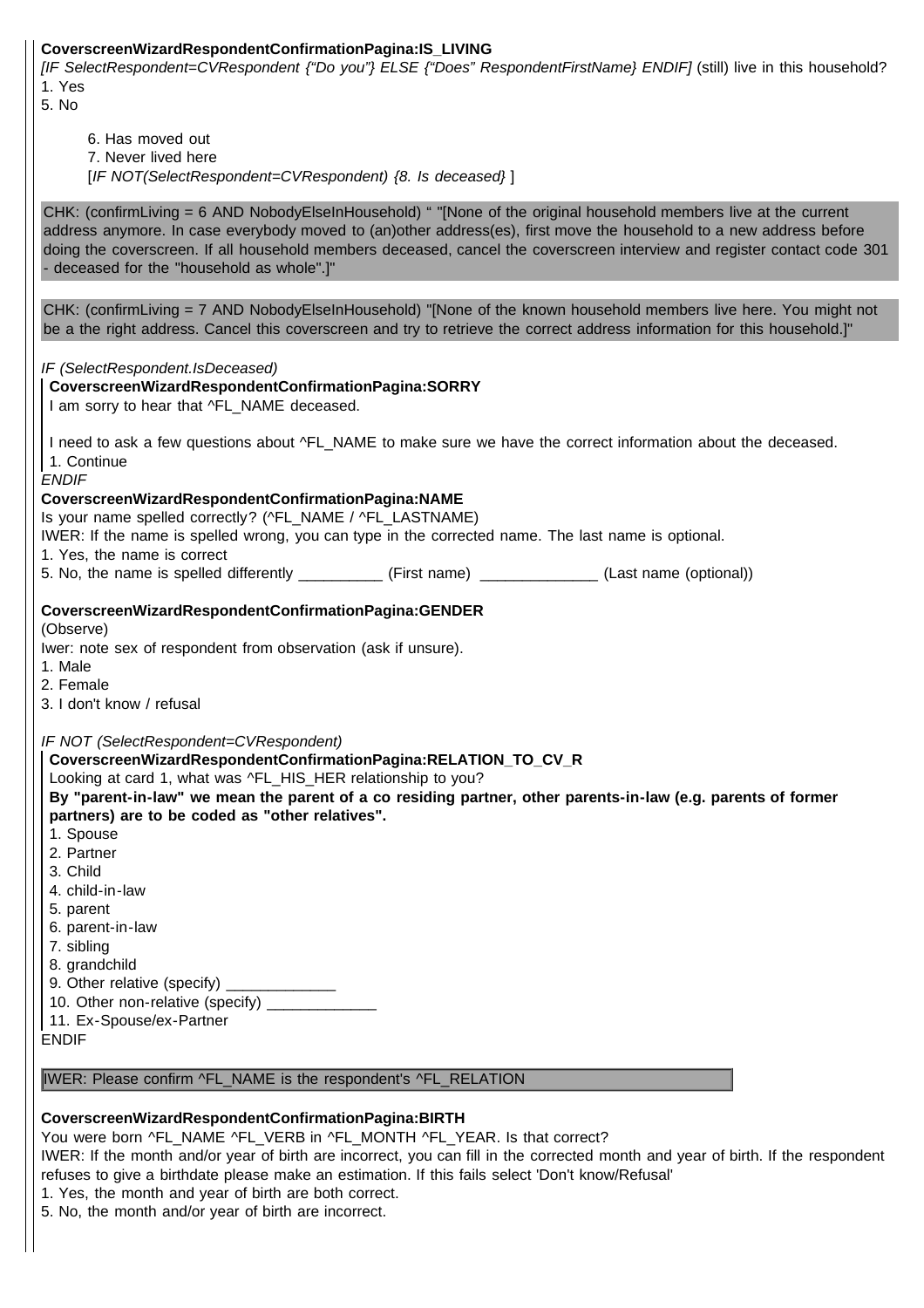**CoverscreenWizardRespondentConfirmationPagina:IS_LIVING**

*[IF SelectRespondent=CVRespondent {"Do you"} ELSE {"Does" RespondentFirstName} ENDIF]* (still) live in this household?

1. Yes
5. No

    6. Has moved out
    7. Never lived here
    [*IF NOT(SelectRespondent=CVRespondent) {8. Is deceased}* ]

CHK: (confirmLiving = 6 AND NobodyElseInHousehold) " "[None of the original household members live at the current address anymore. In case everybody moved to (an)other address(es), first move the household to a new address before doing the coverscreen. If all household members deceased, cancel the coverscreen interview and register contact code 301 - deceased for the "household as whole".]"

CHK: (confirmLiving = 7 AND NobodyElseInHousehold) "[None of the known household members live here. You might not be a the right address. Cancel this coverscreen and try to retrieve the correct address information for this household.]"

*IF (SelectRespondent.IsDeceased)*

**CoverscreenWizardRespondentConfirmationPagina:SORRY**

I am sorry to hear that ^FL_NAME deceased.

I need to ask a few questions about ^FL_NAME to make sure we have the correct information about the deceased.

1. Continue

*ENDIF*

**CoverscreenWizardRespondentConfirmationPagina:NAME**

Is your name spelled correctly? (^FL_NAME / ^FL_LASTNAME)

IWER: If the name is spelled wrong, you can type in the corrected name. The last name is optional.

1. Yes, the name is correct
5. No, the name is spelled differently __________ (First name) ______________ (Last name (optional))

**CoverscreenWizardRespondentConfirmationPagina:GENDER**

(Observe)

Iwer: note sex of respondent from observation (ask if unsure).

1. Male
2. Female
3. I don't know / refusal

*IF NOT (SelectRespondent=CVRespondent)*

**CoverscreenWizardRespondentConfirmationPagina:RELATION_TO_CV_R**

Looking at card 1, what was ^FL_HIS_HER relationship to you?

**By "parent-in-law" we mean the parent of a co residing partner, other parents-in-law (e.g. parents of former partners) are to be coded as "other relatives".**

1. Spouse
2. Partner
3. Child
4. child-in-law
5. parent
6. parent-in-law
7. sibling
8. grandchild
9. Other relative (specify) _____________
10. Other non-relative (specify) _____________
11. Ex-Spouse/ex-Partner

ENDIF

IWER: Please confirm ^FL_NAME is the respondent's ^FL_RELATION

**CoverscreenWizardRespondentConfirmationPagina:BIRTH**

You were born ^FL_NAME ^FL_VERB in ^FL_MONTH ^FL_YEAR. Is that correct?

IWER: If the month and/or year of birth are incorrect, you can fill in the corrected month and year of birth. If the respondent refuses to give a birthdate please make an estimation. If this fails select 'Don't know/Refusal'

1. Yes, the month and year of birth are both correct.
5. No, the month and/or year of birth are incorrect.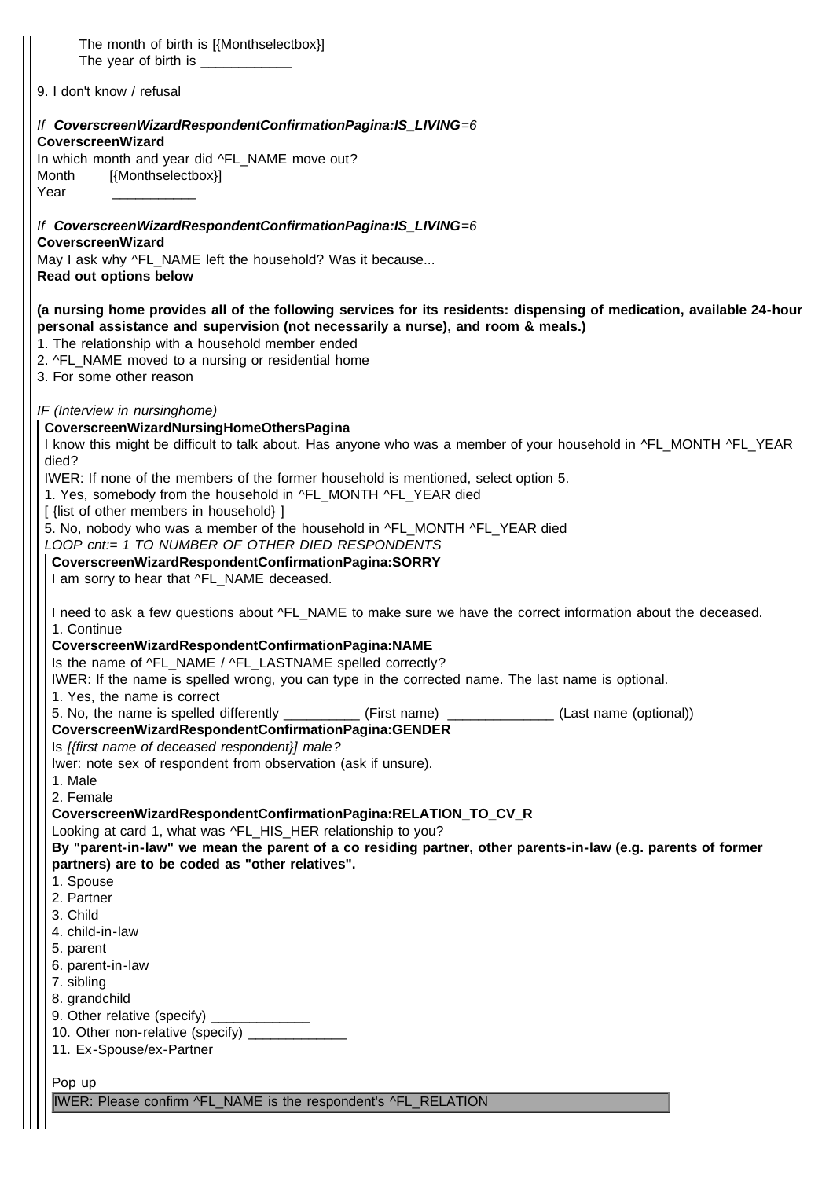The month of birth is [{Monthselectbox}]
The year of birth is ____________

9. I don't know / refusal

*If* ***CoverscreenWizardRespondentConfirmationPagina:IS_LIVING****=6*
**CoverscreenWizard**
In which month and year did ^FL_NAME move out?
Month [{Monthselectbox}]
Year ___________

*If* ***CoverscreenWizardRespondentConfirmationPagina:IS_LIVING****=6*
**CoverscreenWizard**
May I ask why ^FL_NAME left the household? Was it because...
**Read out options below**

**(a nursing home provides all of the following services for its residents: dispensing of medication, available 24-hour personal assistance and supervision (not necessarily a nurse), and room & meals.)**
1. The relationship with a household member ended
2. ^FL_NAME moved to a nursing or residential home
3. For some other reason

*IF (Interview in nursinghome)*
**CoverscreenWizardNursingHomeOthersPagina**
I know this might be difficult to talk about. Has anyone who was a member of your household in ^FL_MONTH ^FL_YEAR died?
IWER: If none of the members of the former household is mentioned, select option 5.
1. Yes, somebody from the household in ^FL_MONTH ^FL_YEAR died
[ {list of other members in household} ]
5. No, nobody who was a member of the household in ^FL_MONTH ^FL_YEAR died
*LOOP cnt:= 1 TO NUMBER OF OTHER DIED RESPONDENTS*
**CoverscreenWizardRespondentConfirmationPagina:SORRY**
I am sorry to hear that ^FL_NAME deceased.

I need to ask a few questions about ^FL_NAME to make sure we have the correct information about the deceased.
1. Continue
**CoverscreenWizardRespondentConfirmationPagina:NAME**
Is the name of ^FL_NAME / ^FL_LASTNAME spelled correctly?
IWER: If the name is spelled wrong, you can type in the corrected name. The last name is optional.
1. Yes, the name is correct
5. No, the name is spelled differently __________ (First name) ______________ (Last name (optional))
**CoverscreenWizardRespondentConfirmationPagina:GENDER**
Is *[{first name of deceased respondent}] male?*
Iwer: note sex of respondent from observation (ask if unsure).
1. Male
2. Female
**CoverscreenWizardRespondentConfirmationPagina:RELATION_TO_CV_R**
Looking at card 1, what was ^FL_HIS_HER relationship to you?
**By "parent-in-law" we mean the parent of a co residing partner, other parents-in-law (e.g. parents of former partners) are to be coded as "other relatives".**
1. Spouse
2. Partner
3. Child
4. child-in-law
5. parent
6. parent-in-law
7. sibling
8. grandchild
9. Other relative (specify) _____________
10. Other non-relative (specify) _____________
11. Ex-Spouse/ex-Partner

Pop up
IWER: Please confirm ^FL_NAME is the respondent's ^FL_RELATION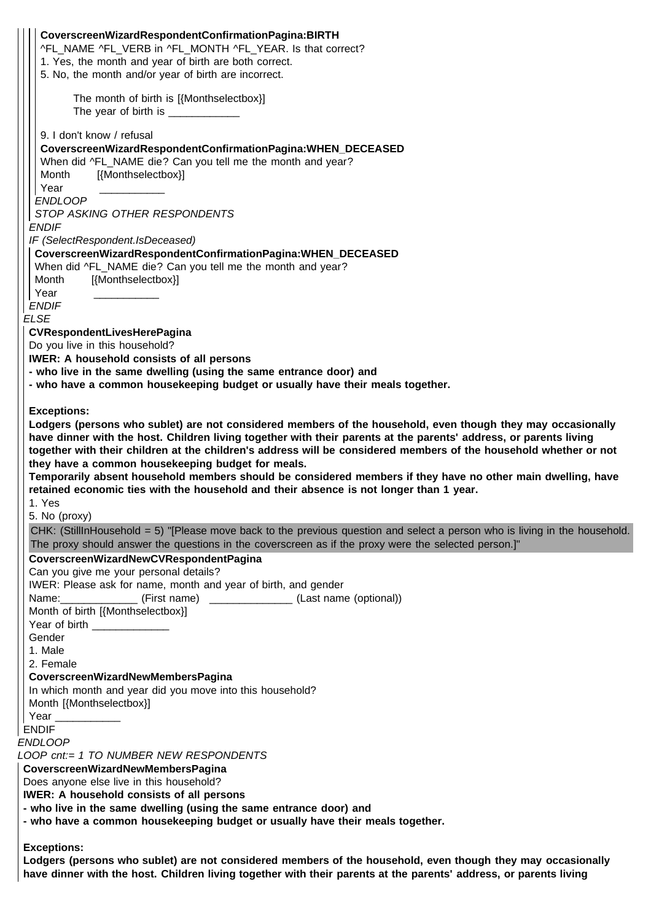**CoverscreenWizardRespondentConfirmationPagina:BIRTH**
^FL_NAME ^FL_VERB in ^FL_MONTH ^FL_YEAR. Is that correct?
1. Yes, the month and year of birth are both correct.
5. No, the month and/or year of birth are incorrect.

The month of birth is [{Monthselectbox}]
The year of birth is ____________

9. I don't know / refusal

**CoverscreenWizardRespondentConfirmationPagina:WHEN_DECEASED**
When did ^FL_NAME die? Can you tell me the month and year?
Month [{Monthselectbox}]
Year ___________

*ENDLOOP*

*STOP ASKING OTHER RESPONDENTS*

*ENDIF*

*IF (SelectRespondent.IsDeceased)*

**CoverscreenWizardRespondentConfirmationPagina:WHEN_DECEASED**
When did ^FL_NAME die? Can you tell me the month and year?
Month [{Monthselectbox}]
Year ___________

*ENDIF*

*ELSE*

**CVRespondentLivesHerePagina**
Do you live in this household?
**IWER: A household consists of all persons**
**- who live in the same dwelling (using the same entrance door) and**
**- who have a common housekeeping budget or usually have their meals together.**

**Exceptions:**
**Lodgers (persons who sublet) are not considered members of the household, even though they may occasionally have dinner with the host. Children living together with their parents at the parents' address, or parents living together with their children at the children's address will be considered members of the household whether or not they have a common housekeeping budget for meals.**
**Temporarily absent household members should be considered members if they have no other main dwelling, have retained economic ties with the household and their absence is not longer than 1 year.**
1. Yes
5. No (proxy)

CHK: (StillInHousehold = 5) "[Please move back to the previous question and select a person who is living in the household. The proxy should answer the questions in the coverscreen as if the proxy were the selected person.]"

**CoverscreenWizardNewCVRespondentPagina**
Can you give me your personal details?
IWER: Please ask for name, month and year of birth, and gender
Name:_____________ (First name) ______________ (Last name (optional))
Month of birth [{Monthselectbox}]
Year of birth _____________
Gender
1. Male
2. Female

**CoverscreenWizardNewMembersPagina**
In which month and year did you move into this household?
Month [{Monthselectbox}]
Year ___________

ENDIF

*ENDLOOP*

*LOOP cnt:= 1 TO NUMBER NEW RESPONDENTS*

**CoverscreenWizardNewMembersPagina**
Does anyone else live in this household?
**IWER: A household consists of all persons**
**- who live in the same dwelling (using the same entrance door) and**
**- who have a common housekeeping budget or usually have their meals together.**

**Exceptions:**
**Lodgers (persons who sublet) are not considered members of the household, even though they may occasionally have dinner with the host. Children living together with their parents at the parents' address, or parents living**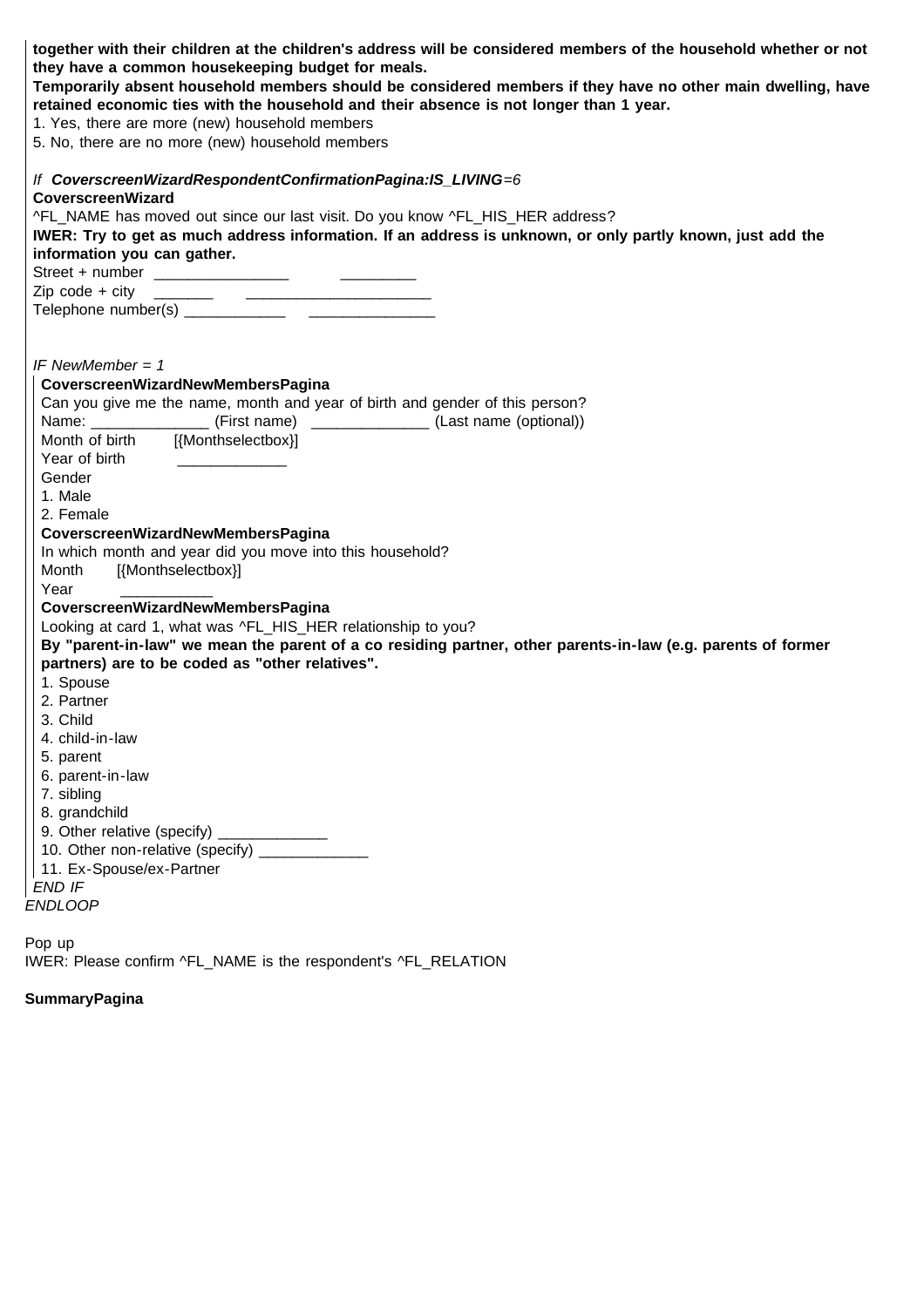**together with their children at the children's address will be considered members of the household whether or not they have a common housekeeping budget for meals.**
**Temporarily absent household members should be considered members if they have no other main dwelling, have retained economic ties with the household and their absence is not longer than 1 year.**
1. Yes, there are more (new) household members
5. No, there are no more (new) household members

*If **CoverscreenWizardRespondentConfirmationPagina:IS_LIVING**=6*
**CoverscreenWizard**
^FL_NAME has moved out since our last visit. Do you know ^FL_HIS_HER address?
**IWER: Try to get as much address information. If an address is unknown, or only partly known, just add the information you can gather.**
Street + number ________________ _________
Zip code + city _______ ______________________
Telephone number(s) ____________ _______________

*IF NewMember = 1*
**CoverscreenWizardNewMembersPagina**
Can you give me the name, month and year of birth and gender of this person?
Name: ______________ (First name) ______________ (Last name (optional))
Month of birth [{Monthselectbox}]
Year of birth _____________
Gender
1. Male
2. Female
**CoverscreenWizardNewMembersPagina**
In which month and year did you move into this household?
Month [{Monthselectbox}]
Year ___________
**CoverscreenWizardNewMembersPagina**
Looking at card 1, what was ^FL_HIS_HER relationship to you?
**By "parent-in-law" we mean the parent of a co residing partner, other parents-in-law (e.g. parents of former partners) are to be coded as "other relatives".**
1. Spouse
2. Partner
3. Child
4. child-in-law
5. parent
6. parent-in-law
7. sibling
8. grandchild
9. Other relative (specify) _____________
10. Other non-relative (specify) _____________
11. Ex-Spouse/ex-Partner
*END IF*
*ENDLOOP*

Pop up
IWER: Please confirm ^FL_NAME is the respondent's ^FL_RELATION

**SummaryPagina**